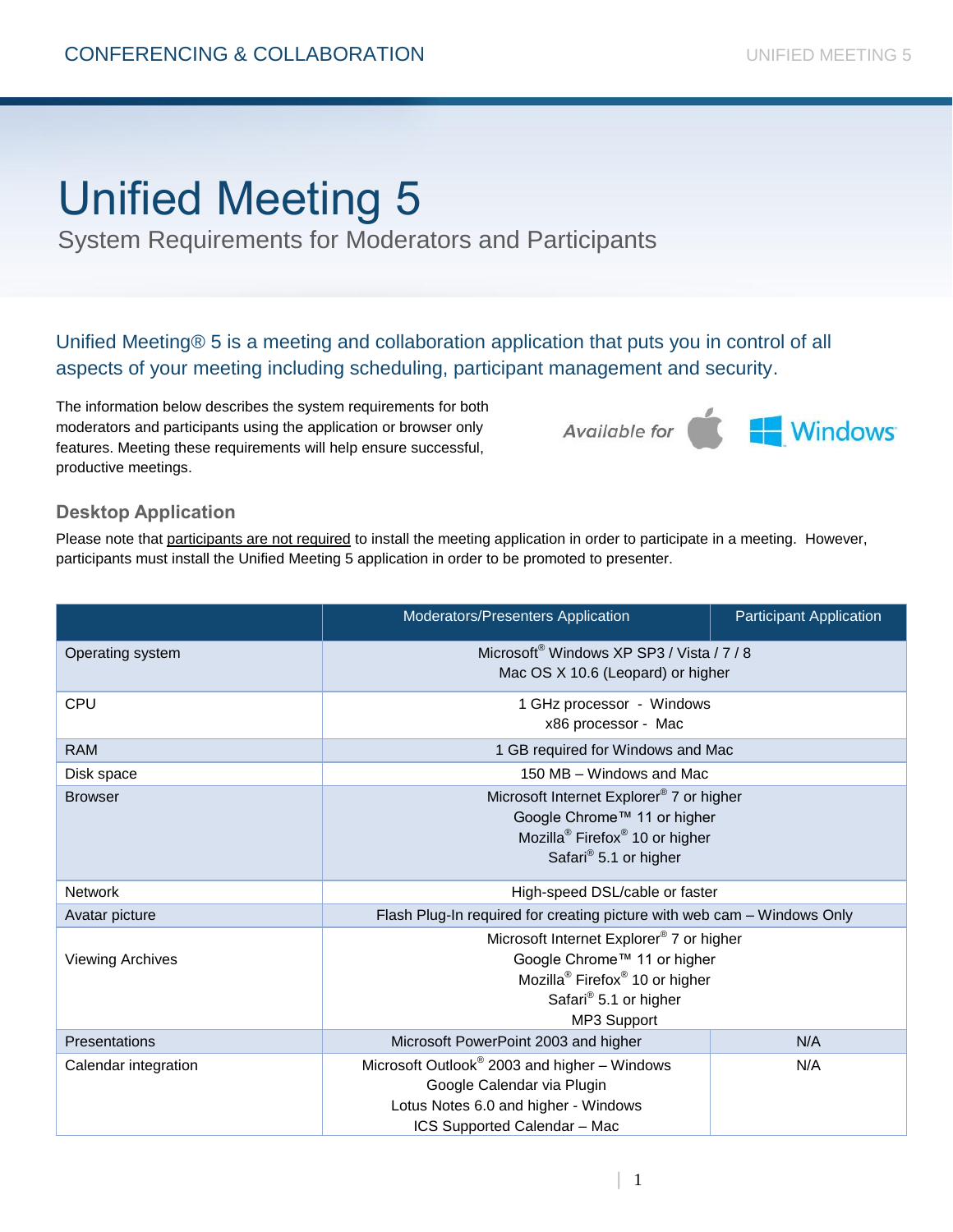# Unified Meeting 5

System Requirements for Moderators and Participants

Unified Meeting® 5 is a meeting and collaboration application that puts you in control of all aspects of your meeting including scheduling, participant management and security.

The information below describes the system requirements for both moderators and participants using the application or browser only features. Meeting these requirements will help ensure successful, productive meetings.

Available for Windows

## Desktop Application

Please note that participants are not required to install the meeting application in order to participate in a meeting. However, participants must install the Unified Meeting 5 application in order to be promoted to presenter.

| | Moderators/Presenters Application | Participant Application |
|---|---|---|
| Operating system | Microsoft® Windows XP SP3 / Vista / 7 / 8<br>Mac OS X 10.6 (Leopard) or higher | |
| CPU | 1 GHz processor - Windows<br>x86 processor - Mac | |
| RAM | 1 GB required for Windows and Mac | |
| Disk space | 150 MB – Windows and Mac | |
| Browser | Microsoft Internet Explorer® 7 or higher<br>Google Chrome™ 11 or higher<br>Mozilla® Firefox® 10 or higher<br>Safari® 5.1 or higher | |
| Network | High-speed DSL/cable or faster | |
| Avatar picture | Flash Plug-In required for creating picture with web cam – Windows Only | |
| Viewing Archives | Microsoft Internet Explorer® 7 or higher<br>Google Chrome™ 11 or higher<br>Mozilla® Firefox® 10 or higher<br>Safari® 5.1 or higher<br>MP3 Support | |
| Presentations | Microsoft PowerPoint 2003 and higher | N/A |
| Calendar integration | Microsoft Outlook® 2003 and higher – Windows<br>Google Calendar via Plugin<br>Lotus Notes 6.0 and higher - Windows<br>ICS Supported Calendar – Mac | N/A |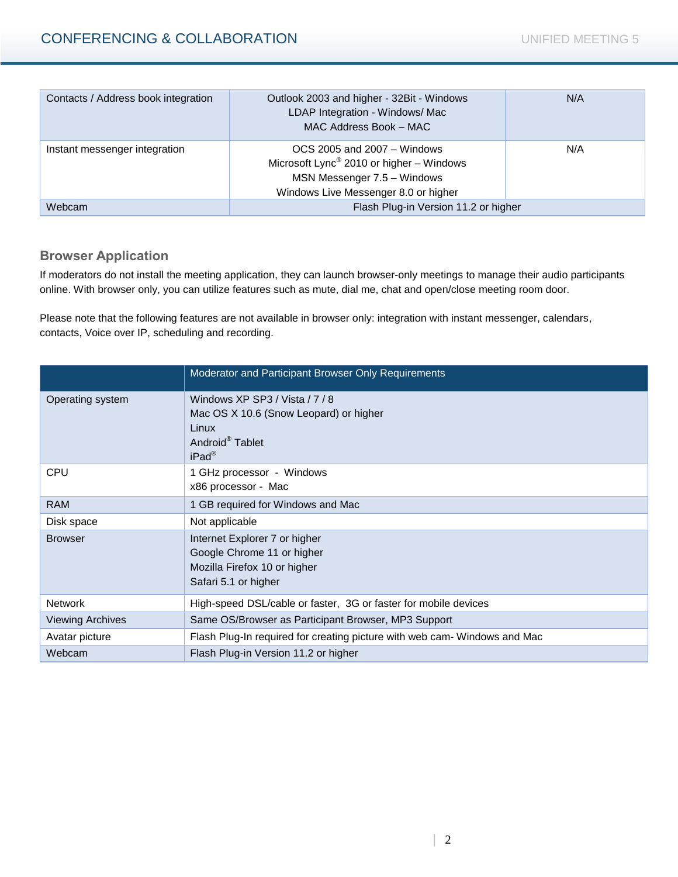| | | |
|---|---|---|
| Contacts / Address book integration | Outlook 2003 and higher - 32Bit - Windows<br>LDAP Integration - Windows/ Mac<br>MAC Address Book – MAC | N/A |
| Instant messenger integration | OCS 2005 and 2007 – Windows<br>Microsoft Lync® 2010 or higher – Windows<br>MSN Messenger 7.5 – Windows<br>Windows Live Messenger 8.0 or higher | N/A |
| Webcam | Flash Plug-in Version 11.2 or higher | |

### Browser Application

If moderators do not install the meeting application, they can launch browser-only meetings to manage their audio participants online. With browser only, you can utilize features such as mute, dial me, chat and open/close meeting room door.

Please note that the following features are not available in browser only: integration with instant messenger, calendars, contacts, Voice over IP, scheduling and recording.

| | Moderator and Participant Browser Only Requirements |
|---|---|
| Operating system | Windows XP SP3 / Vista / 7 / 8<br>Mac OS X 10.6 (Snow Leopard) or higher<br>Linux<br>Android® Tablet<br>iPad® |
| CPU | 1 GHz processor - Windows<br>x86 processor - Mac |
| RAM | 1 GB required for Windows and Mac |
| Disk space | Not applicable |
| Browser | Internet Explorer 7 or higher<br>Google Chrome 11 or higher<br>Mozilla Firefox 10 or higher<br>Safari 5.1 or higher |
| Network | High-speed DSL/cable or faster, 3G or faster for mobile devices |
| Viewing Archives | Same OS/Browser as Participant Browser, MP3 Support |
| Avatar picture | Flash Plug-In required for creating picture with web cam- Windows and Mac |
| Webcam | Flash Plug-in Version 11.2 or higher |